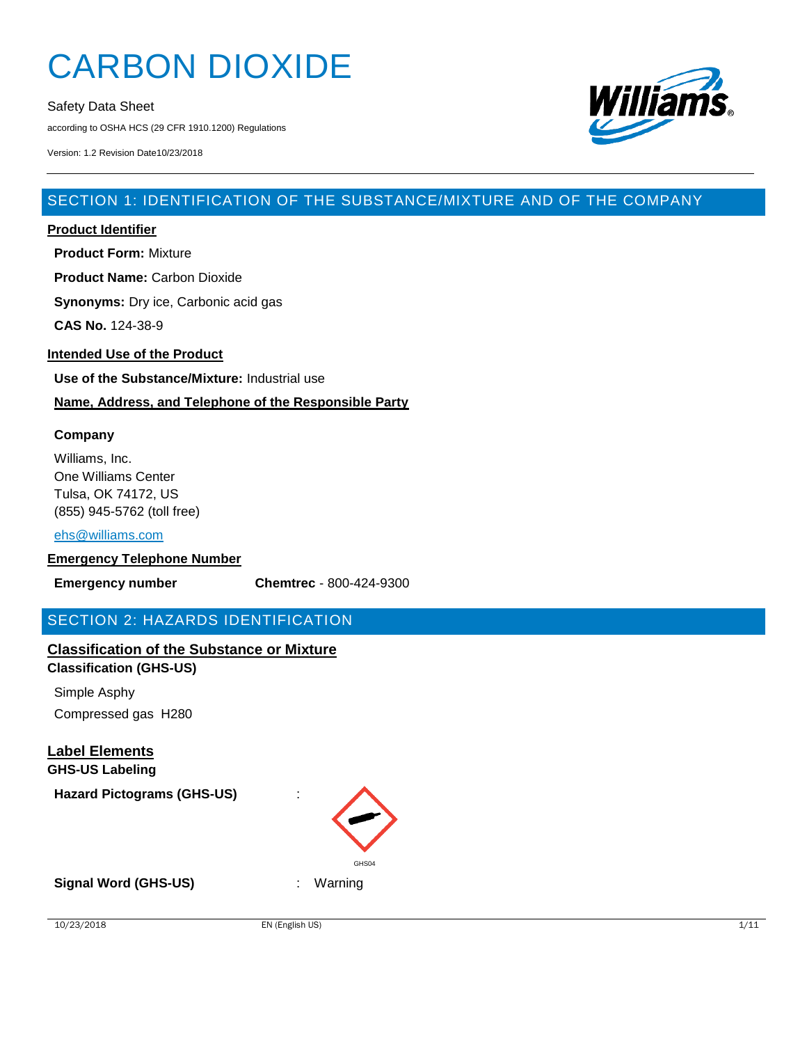# CARBON DIOXIDE

Safety Data Sheet

according to OSHA HCS (29 CFR 1910.1200) Regulations

Version: 1.2 Revision Date10/23/2018

## SECTION 1: IDENTIFICATION OF THE SUBSTANCE/MIXTURE AND OF THE COMPANY

### Product Identifier

**Product Form:** Mixture

**Product Name:** Carbon Dioxide

**Synonyms:** Dry ice, Carbonic acid gas

**CAS No.** 124-38-9

### Intended Use of the Product

**Use of the Substance/Mixture:** Industrial use

### Name, Address, and Telephone of the Responsible Party

**Company**

Williams, Inc.
One Williams Center
Tulsa, OK 74172, US
(855) 945-5762 (toll free)

ehs@williams.com

### Emergency Telephone Number

**Emergency number** **Chemtrec** - 800-424-9300

## SECTION 2: HAZARDS IDENTIFICATION

### Classification of the Substance or Mixture

**Classification (GHS-US)**

Simple Asphy

Compressed gas H280

### Label Elements

**GHS-US Labeling**

**Hazard Pictograms (GHS-US)** :

GHS04

**Signal Word (GHS-US)** : Warning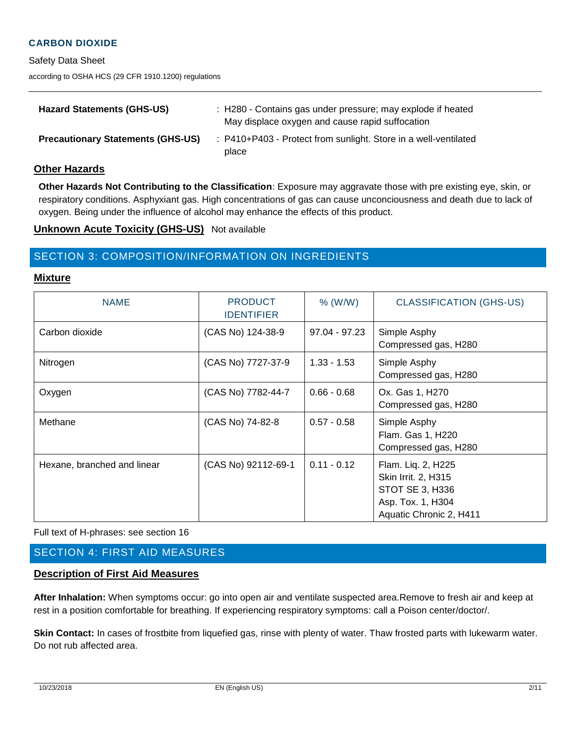**Hazard Statements (GHS-US)** : H280 - Contains gas under pressure; may explode if heated
May displace oxygen and cause rapid suffocation

**Precautionary Statements (GHS-US)** : P410+P403 - Protect from sunlight. Store in a well-ventilated place

## Other Hazards

**Other Hazards Not Contributing to the Classification**: Exposure may aggravate those with pre existing eye, skin, or respiratory conditions. Asphyxiant gas. High concentrations of gas can cause unconciousness and death due to lack of oxygen. Being under the influence of alcohol may enhance the effects of this product.

**Unknown Acute Toxicity (GHS-US)** Not available

## SECTION 3: COMPOSITION/INFORMATION ON INGREDIENTS

### Mixture

| NAME | PRODUCT IDENTIFIER | % (W/W) | CLASSIFICATION (GHS-US) |
|---|---|---|---|
| Carbon dioxide | (CAS No) 124-38-9 | 97.04 - 97.23 | Simple Asphy<br>Compressed gas, H280 |
| Nitrogen | (CAS No) 7727-37-9 | 1.33 - 1.53 | Simple Asphy<br>Compressed gas, H280 |
| Oxygen | (CAS No) 7782-44-7 | 0.66 - 0.68 | Ox. Gas 1, H270<br>Compressed gas, H280 |
| Methane | (CAS No) 74-82-8 | 0.57 - 0.58 | Simple Asphy<br>Flam. Gas 1, H220<br>Compressed gas, H280 |
| Hexane, branched and linear | (CAS No) 92112-69-1 | 0.11 - 0.12 | Flam. Liq. 2, H225<br>Skin Irrit. 2, H315<br>STOT SE 3, H336<br>Asp. Tox. 1, H304<br>Aquatic Chronic 2, H411 |

Full text of H-phrases: see section 16

## SECTION 4: FIRST AID MEASURES

### Description of First Aid Measures

**After Inhalation:** When symptoms occur: go into open air and ventilate suspected area.Remove to fresh air and keep at rest in a position comfortable for breathing. If experiencing respiratory symptoms: call a Poison center/doctor/.

**Skin Contact:** In cases of frostbite from liquefied gas, rinse with plenty of water. Thaw frosted parts with lukewarm water. Do not rub affected area.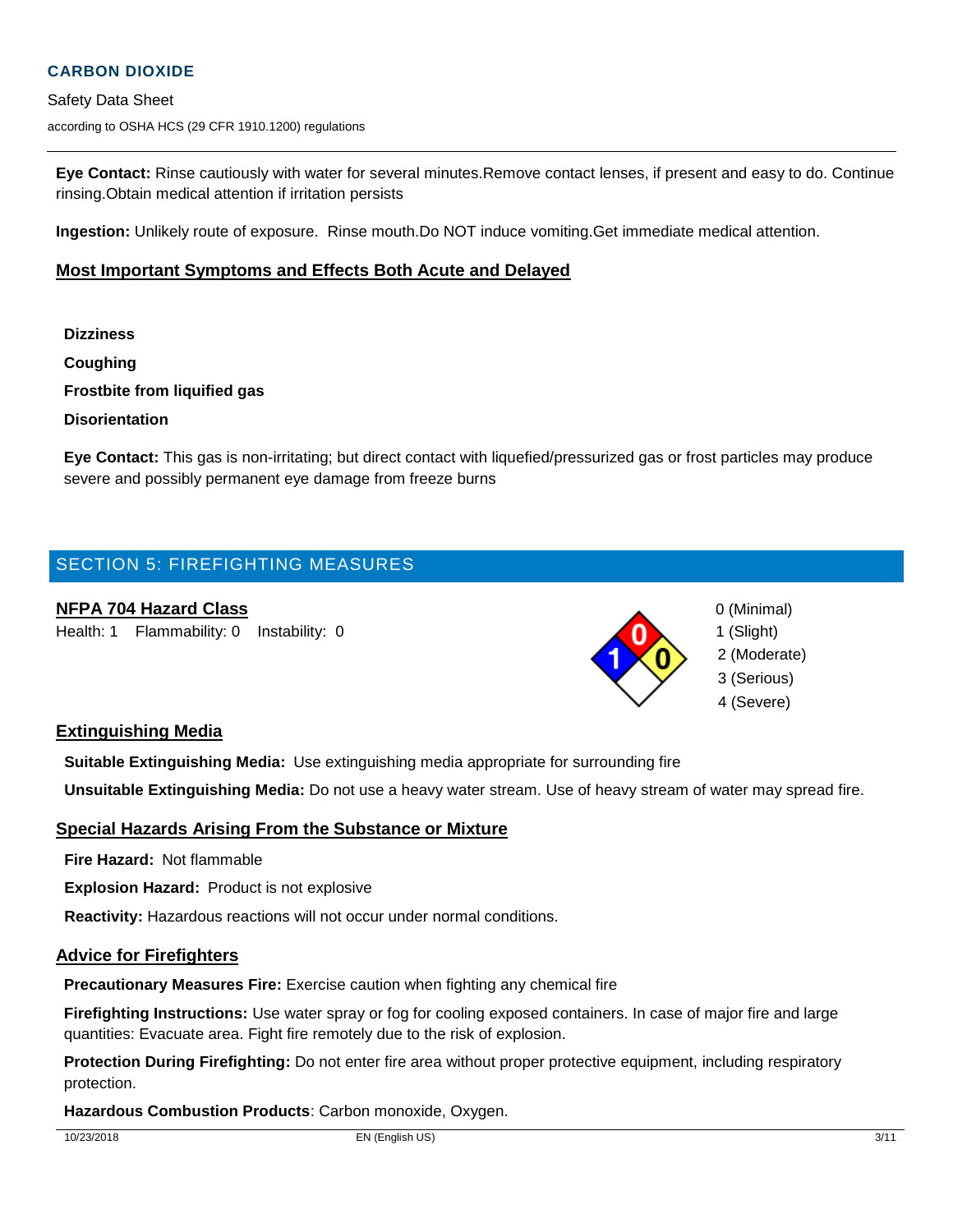**Eye Contact:** Rinse cautiously with water for several minutes.Remove contact lenses, if present and easy to do. Continue rinsing.Obtain medical attention if irritation persists

**Ingestion:** Unlikely route of exposure. Rinse mouth.Do NOT induce vomiting.Get immediate medical attention.

### Most Important Symptoms and Effects Both Acute and Delayed

**Dizziness**

**Coughing**

**Frostbite from liquified gas**

**Disorientation**

**Eye Contact:** This gas is non-irritating; but direct contact with liquefied/pressurized gas or frost particles may produce severe and possibly permanent eye damage from freeze burns

## SECTION 5: FIREFIGHTING MEASURES

### NFPA 704 Hazard Class

Health: 1 Flammability: 0 Instability: 0

0 (Minimal)
1 (Slight)
2 (Moderate)
3 (Serious)
4 (Severe)

### Extinguishing Media

**Suitable Extinguishing Media:** Use extinguishing media appropriate for surrounding fire

**Unsuitable Extinguishing Media:** Do not use a heavy water stream. Use of heavy stream of water may spread fire.

### Special Hazards Arising From the Substance or Mixture

**Fire Hazard:** Not flammable

**Explosion Hazard:** Product is not explosive

**Reactivity:** Hazardous reactions will not occur under normal conditions.

### Advice for Firefighters

**Precautionary Measures Fire:** Exercise caution when fighting any chemical fire

**Firefighting Instructions:** Use water spray or fog for cooling exposed containers. In case of major fire and large quantities: Evacuate area. Fight fire remotely due to the risk of explosion.

**Protection During Firefighting:** Do not enter fire area without proper protective equipment, including respiratory protection.

**Hazardous Combustion Products**: Carbon monoxide, Oxygen.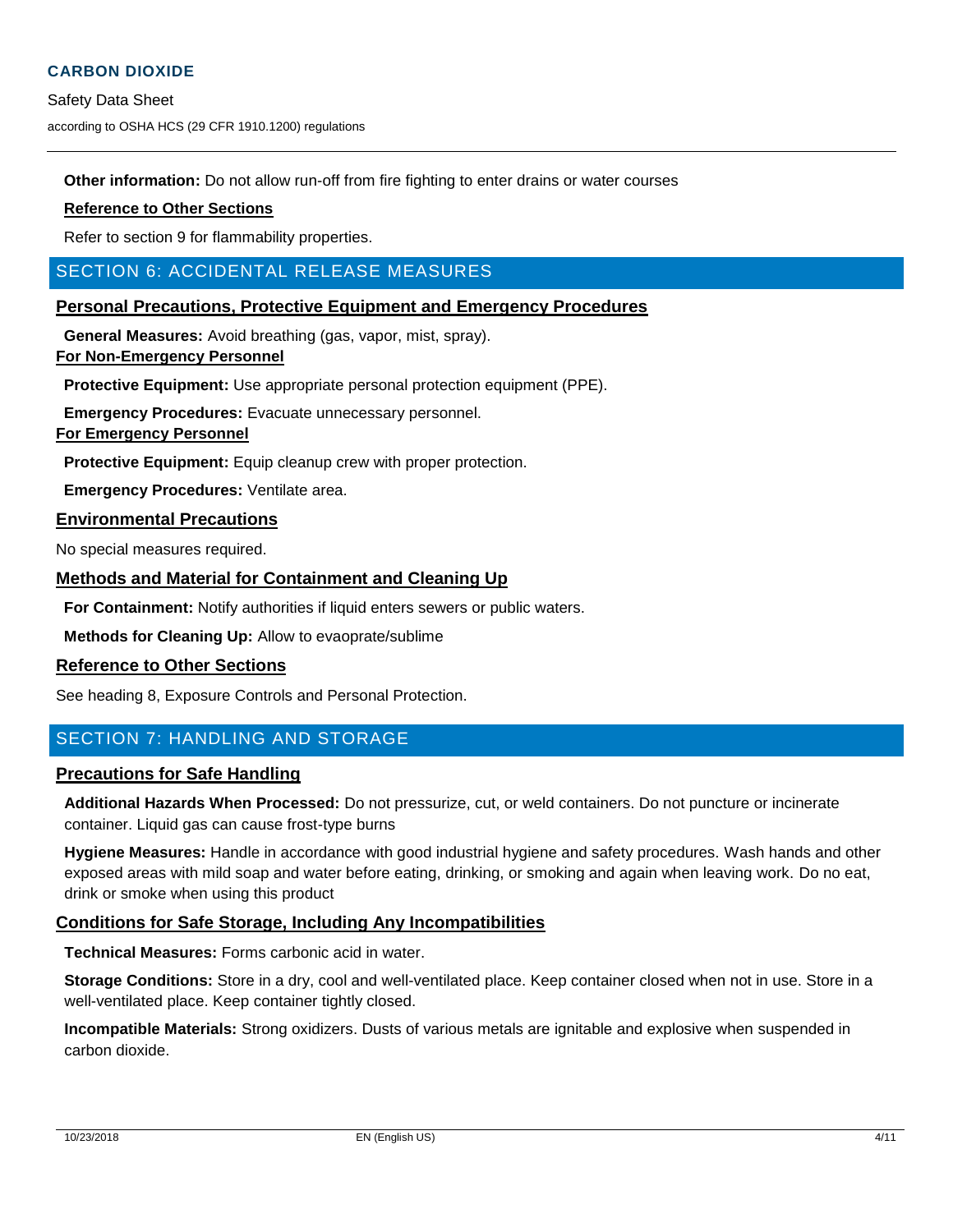**Other information:** Do not allow run-off from fire fighting to enter drains or water courses

**Reference to Other Sections**

Refer to section 9 for flammability properties.

## SECTION 6: ACCIDENTAL RELEASE MEASURES

### Personal Precautions, Protective Equipment and Emergency Procedures

**General Measures:** Avoid breathing (gas, vapor, mist, spray).

**For Non-Emergency Personnel**

**Protective Equipment:** Use appropriate personal protection equipment (PPE).

**Emergency Procedures:** Evacuate unnecessary personnel.

**For Emergency Personnel**

**Protective Equipment:** Equip cleanup crew with proper protection.

**Emergency Procedures:** Ventilate area.

### Environmental Precautions

No special measures required.

### Methods and Material for Containment and Cleaning Up

**For Containment:** Notify authorities if liquid enters sewers or public waters.

**Methods for Cleaning Up:** Allow to evaoprate/sublime

### Reference to Other Sections

See heading 8, Exposure Controls and Personal Protection.

## SECTION 7: HANDLING AND STORAGE

### Precautions for Safe Handling

**Additional Hazards When Processed:** Do not pressurize, cut, or weld containers. Do not puncture or incinerate container. Liquid gas can cause frost-type burns

**Hygiene Measures:** Handle in accordance with good industrial hygiene and safety procedures. Wash hands and other exposed areas with mild soap and water before eating, drinking, or smoking and again when leaving work. Do no eat, drink or smoke when using this product

### Conditions for Safe Storage, Including Any Incompatibilities

**Technical Measures:** Forms carbonic acid in water.

**Storage Conditions:** Store in a dry, cool and well-ventilated place. Keep container closed when not in use. Store in a well-ventilated place. Keep container tightly closed.

**Incompatible Materials:** Strong oxidizers. Dusts of various metals are ignitable and explosive when suspended in carbon dioxide.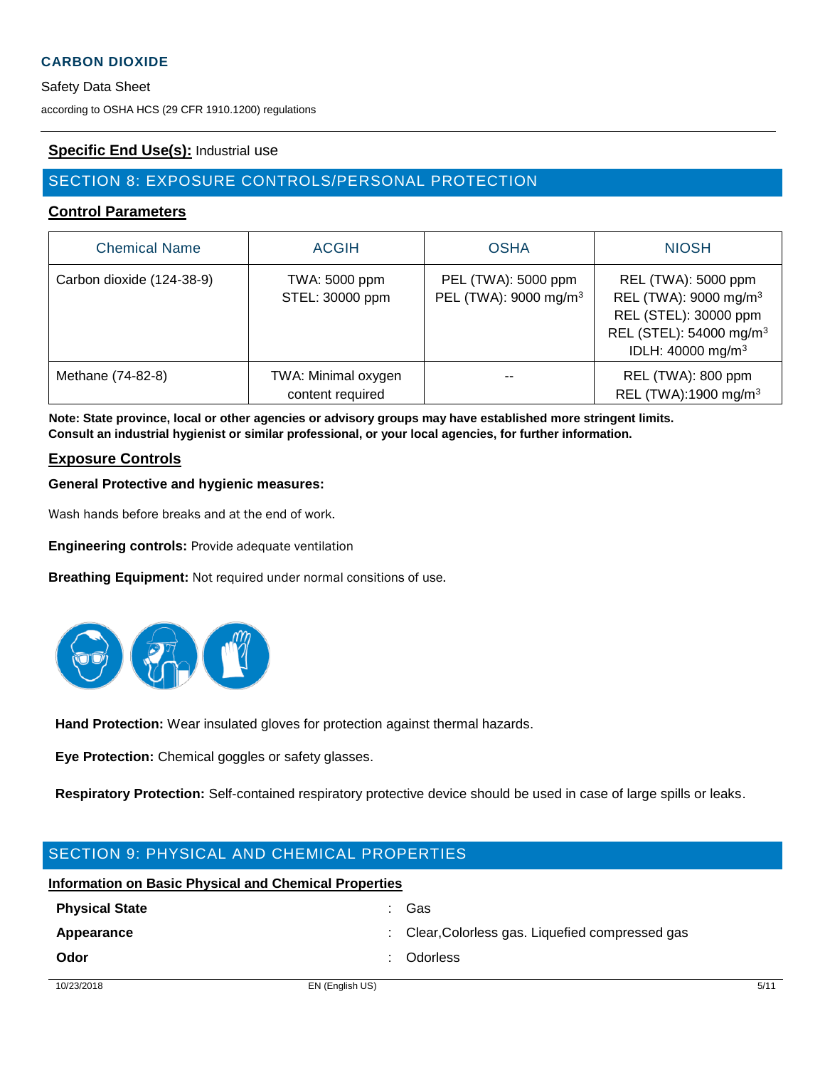**Specific End Use(s):** Industrial use

## SECTION 8: EXPOSURE CONTROLS/PERSONAL PROTECTION

### Control Parameters

| Chemical Name | ACGIH | OSHA | NIOSH |
|---|---|---|---|
| Carbon dioxide (124-38-9) | TWA: 5000 ppm<br>STEL: 30000 ppm | PEL (TWA): 5000 ppm<br>PEL (TWA): 9000 mg/m$^3$ | REL (TWA): 5000 ppm<br>REL (TWA): 9000 mg/m$^3$<br>REL (STEL): 30000 ppm<br>REL (STEL): 54000 mg/m$^3$<br>IDLH: 40000 mg/m$^3$ |
| Methane (74-82-8) | TWA: Minimal oxygen content required | -- | REL (TWA): 800 ppm<br>REL (TWA):1900 mg/m$^3$ |

**Note: State province, local or other agencies or advisory groups may have established more stringent limits. Consult an industrial hygienist or similar professional, or your local agencies, for further information.**

### Exposure Controls

**General Protective and hygienic measures:**

Wash hands before breaks and at the end of work.

**Engineering controls:** Provide adequate ventilation

**Breathing Equipment:** Not required under normal consitions of use.

**Hand Protection:** Wear insulated gloves for protection against thermal hazards.

**Eye Protection:** Chemical goggles or safety glasses.

**Respiratory Protection:** Self-contained respiratory protective device should be used in case of large spills or leaks.

## SECTION 9: PHYSICAL AND CHEMICAL PROPERTIES

### Information on Basic Physical and Chemical Properties

| | |
|---|---|
| **Physical State** | : Gas |
| **Appearance** | : Clear,Colorless gas. Liquefied compressed gas |
| **Odor** | : Odorless |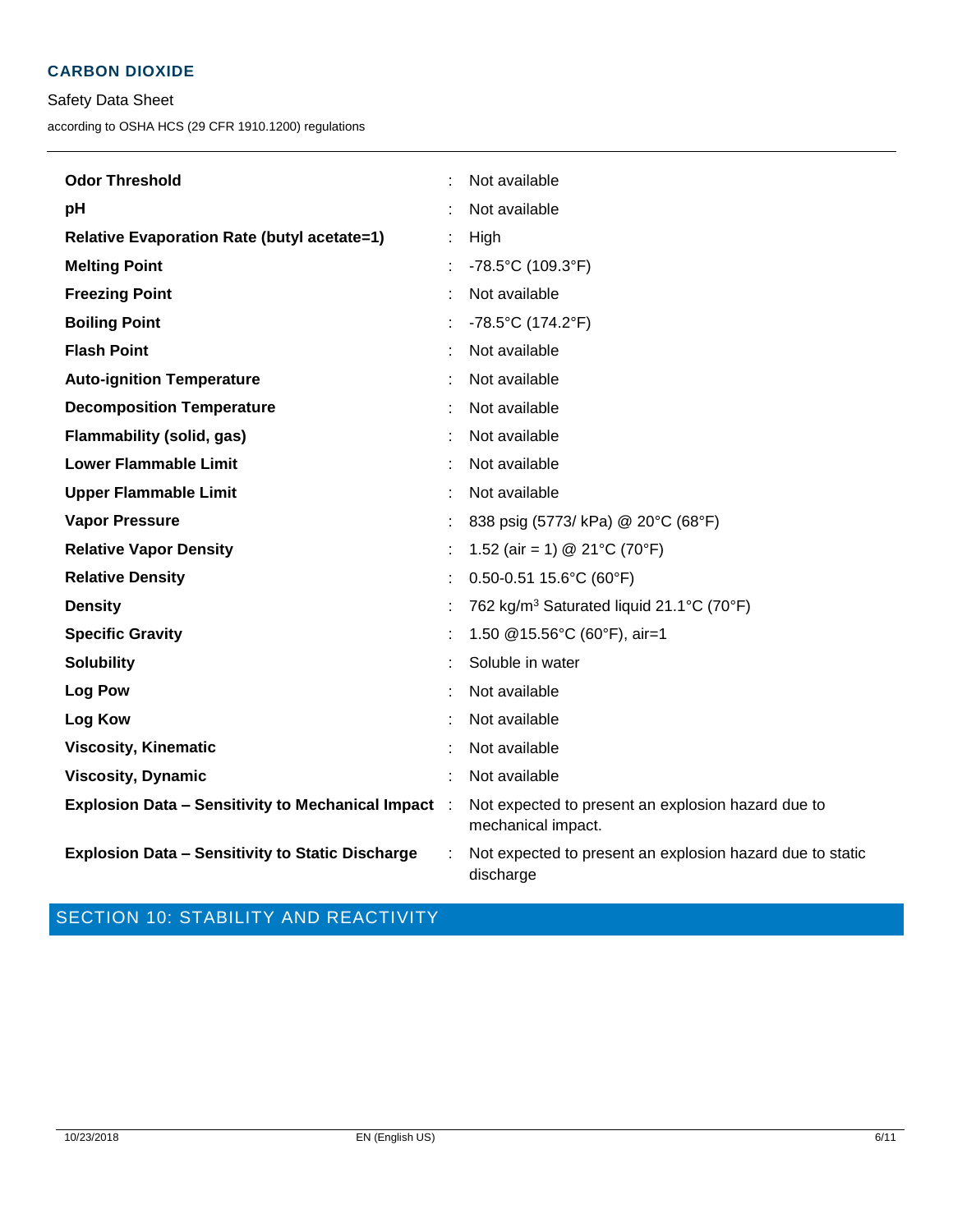| Property | | Value |
|---|---|---|
| **Odor Threshold** | : | Not available |
| **pH** | : | Not available |
| **Relative Evaporation Rate (butyl acetate=1)** | : | High |
| **Melting Point** | : | -78.5°C (109.3°F) |
| **Freezing Point** | : | Not available |
| **Boiling Point** | : | -78.5°C (174.2°F) |
| **Flash Point** | : | Not available |
| **Auto-ignition Temperature** | : | Not available |
| **Decomposition Temperature** | : | Not available |
| **Flammability (solid, gas)** | : | Not available |
| **Lower Flammable Limit** | : | Not available |
| **Upper Flammable Limit** | : | Not available |
| **Vapor Pressure** | : | 838 psig (5773/ kPa) @ 20°C (68°F) |
| **Relative Vapor Density** | : | 1.52 (air = 1) @ 21°C (70°F) |
| **Relative Density** | : | 0.50-0.51 15.6°C (60°F) |
| **Density** | : | 762 $kg/m^3$ Saturated liquid 21.1°C (70°F) |
| **Specific Gravity** | : | 1.50 @15.56°C (60°F), air=1 |
| **Solubility** | : | Soluble in water |
| **Log Pow** | : | Not available |
| **Log Kow** | : | Not available |
| **Viscosity, Kinematic** | : | Not available |
| **Viscosity, Dynamic** | : | Not available |
| **Explosion Data – Sensitivity to Mechanical Impact** | : | Not expected to present an explosion hazard due to mechanical impact. |
| **Explosion Data – Sensitivity to Static Discharge** | : | Not expected to present an explosion hazard due to static discharge |

## SECTION 10: STABILITY AND REACTIVITY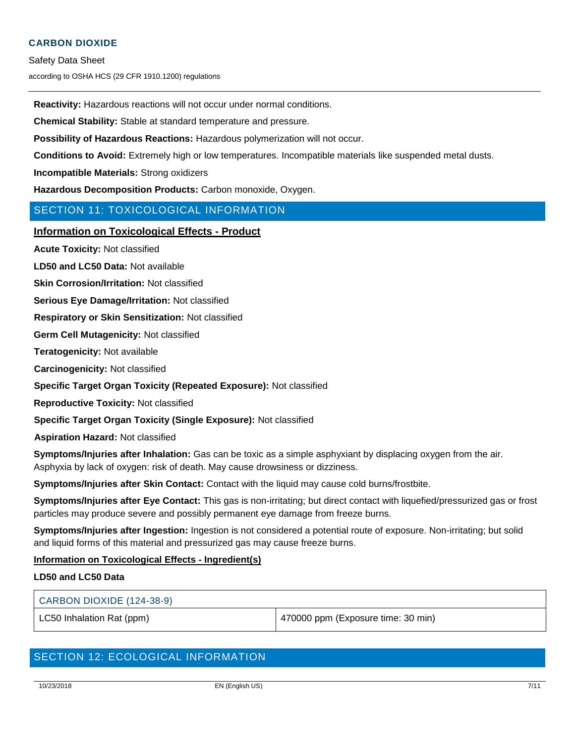**Reactivity:** Hazardous reactions will not occur under normal conditions.

**Chemical Stability:** Stable at standard temperature and pressure.

**Possibility of Hazardous Reactions:** Hazardous polymerization will not occur.

**Conditions to Avoid:** Extremely high or low temperatures. Incompatible materials like suspended metal dusts.

**Incompatible Materials:** Strong oxidizers

**Hazardous Decomposition Products:** Carbon monoxide, Oxygen.

## SECTION 11: TOXICOLOGICAL INFORMATION

### Information on Toxicological Effects - Product

**Acute Toxicity:** Not classified

**LD50 and LC50 Data:** Not available

**Skin Corrosion/Irritation:** Not classified

**Serious Eye Damage/Irritation:** Not classified

**Respiratory or Skin Sensitization:** Not classified

**Germ Cell Mutagenicity:** Not classified

**Teratogenicity:** Not available

**Carcinogenicity:** Not classified

**Specific Target Organ Toxicity (Repeated Exposure):** Not classified

**Reproductive Toxicity:** Not classified

**Specific Target Organ Toxicity (Single Exposure):** Not classified

**Aspiration Hazard:** Not classified

**Symptoms/Injuries after Inhalation:** Gas can be toxic as a simple asphyxiant by displacing oxygen from the air. Asphyxia by lack of oxygen: risk of death. May cause drowsiness or dizziness.

**Symptoms/Injuries after Skin Contact:** Contact with the liquid may cause cold burns/frostbite.

**Symptoms/Injuries after Eye Contact:** This gas is non-irritating; but direct contact with liquefied/pressurized gas or frost particles may produce severe and possibly permanent eye damage from freeze burns.

**Symptoms/Injuries after Ingestion:** Ingestion is not considered a potential route of exposure. Non-irritating; but solid and liquid forms of this material and pressurized gas may cause freeze burns.

### Information on Toxicological Effects - Ingredient(s)

**LD50 and LC50 Data**

| CARBON DIOXIDE (124-38-9) | |
|---|---|
| LC50 Inhalation Rat (ppm) | 470000 ppm (Exposure time: 30 min) |

## SECTION 12: ECOLOGICAL INFORMATION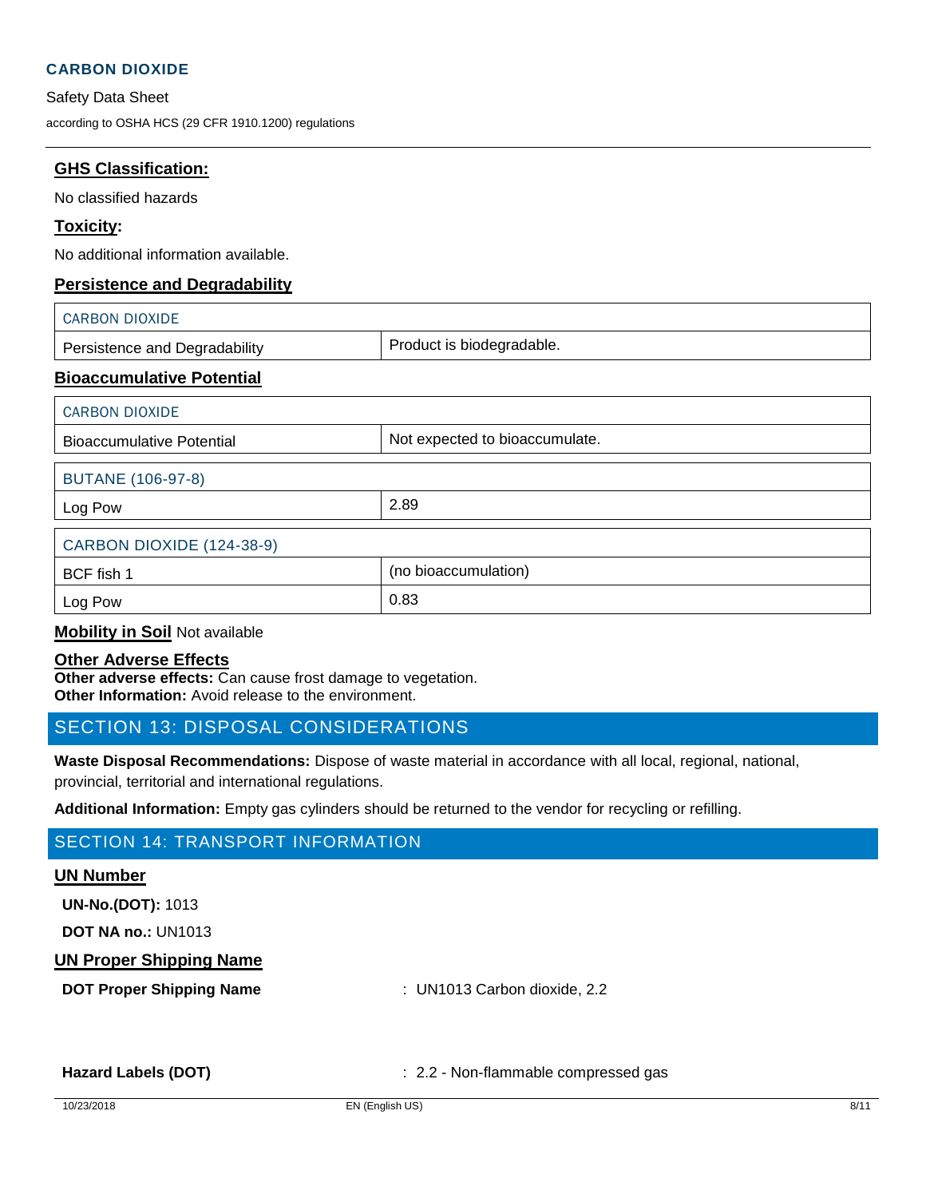**GHS Classification:**

No classified hazards

**Toxicity:**

No additional information available.

**Persistence and Degradability**

| CARBON DIOXIDE | |
|---|---|
| Persistence and Degradability | Product is biodegradable. |

**Bioaccumulative Potential**

| CARBON DIOXIDE | |
|---|---|
| Bioaccumulative Potential | Not expected to bioaccumulate. |

| BUTANE (106-97-8) | |
|---|---|
| Log Pow | 2.89 |

| CARBON DIOXIDE (124-38-9) | |
|---|---|
| BCF fish 1 | (no bioaccumulation) |
| Log Pow | 0.83 |

**Mobility in Soil** Not available

**Other Adverse Effects**
**Other adverse effects:** Can cause frost damage to vegetation.
**Other Information:** Avoid release to the environment.

## SECTION 13: DISPOSAL CONSIDERATIONS

**Waste Disposal Recommendations:** Dispose of waste material in accordance with all local, regional, national, provincial, territorial and international regulations.

**Additional Information:** Empty gas cylinders should be returned to the vendor for recycling or refilling.

## SECTION 14: TRANSPORT INFORMATION

**UN Number**

**UN-No.(DOT):** 1013

**DOT NA no.:** UN1013

**UN Proper Shipping Name**

**DOT Proper Shipping Name** : UN1013 Carbon dioxide, 2.2

**Hazard Labels (DOT)** : 2.2 - Non-flammable compressed gas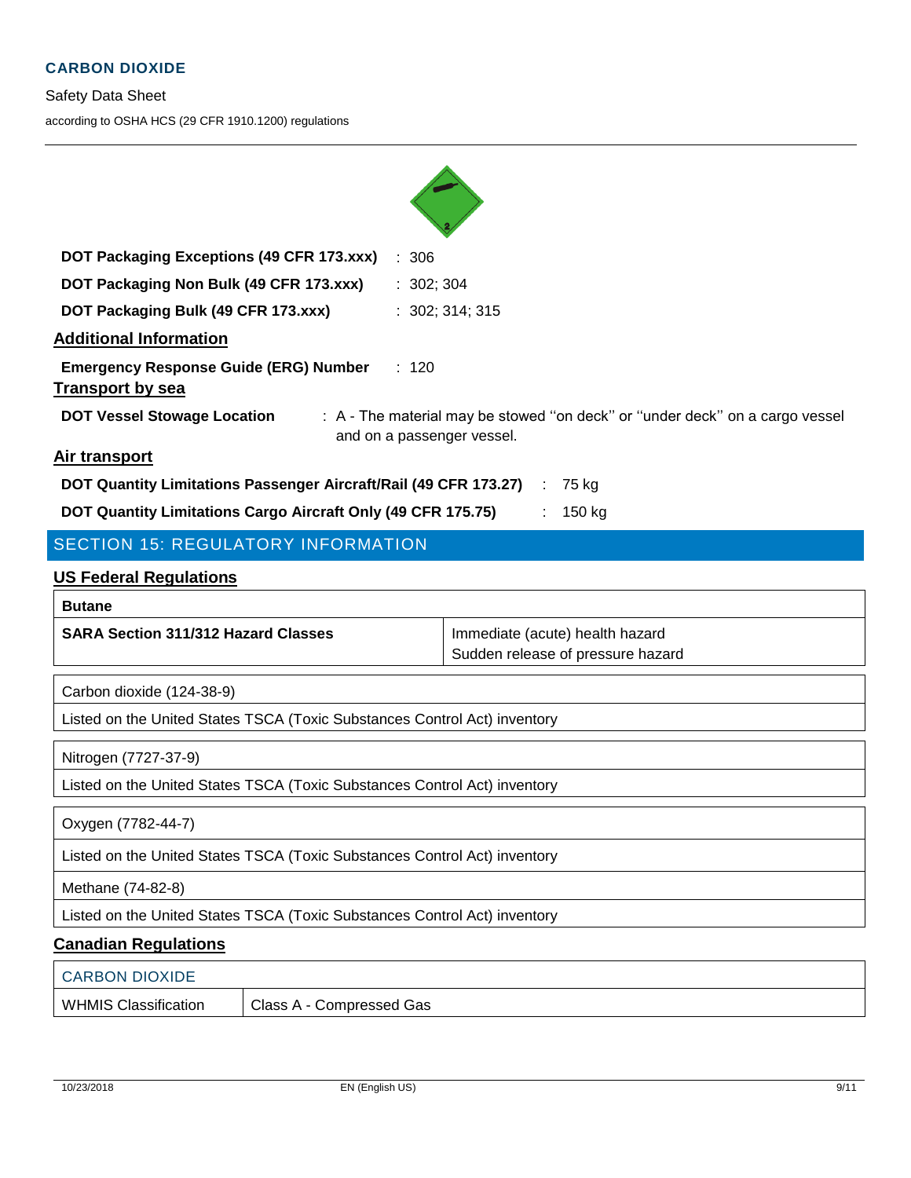**DOT Packaging Exceptions (49 CFR 173.xxx)** : 306

**DOT Packaging Non Bulk (49 CFR 173.xxx)** : 302; 304

**DOT Packaging Bulk (49 CFR 173.xxx)** : 302; 314; 315

### Additional Information

**Emergency Response Guide (ERG) Number** : 120

### Transport by sea

**DOT Vessel Stowage Location** : A - The material may be stowed ''on deck'' or ''under deck'' on a cargo vessel and on a passenger vessel.

### Air transport

**DOT Quantity Limitations Passenger Aircraft/Rail (49 CFR 173.27)** : 75 kg

**DOT Quantity Limitations Cargo Aircraft Only (49 CFR 175.75)** : 150 kg

## SECTION 15: REGULATORY INFORMATION

### US Federal Regulations

| Butane | |
|---|---|
| **SARA Section 311/312 Hazard Classes** | Immediate (acute) health hazard<br>Sudden release of pressure hazard |

| Carbon dioxide (124-38-9) |
|---|
| Listed on the United States TSCA (Toxic Substances Control Act) inventory |

| Nitrogen (7727-37-9) |
|---|
| Listed on the United States TSCA (Toxic Substances Control Act) inventory |

| Oxygen (7782-44-7) |
|---|
| Listed on the United States TSCA (Toxic Substances Control Act) inventory |
| Methane (74-82-8) |
| Listed on the United States TSCA (Toxic Substances Control Act) inventory |

### Canadian Regulations

| CARBON DIOXIDE | |
|---|---|
| WHMIS Classification | Class A - Compressed Gas |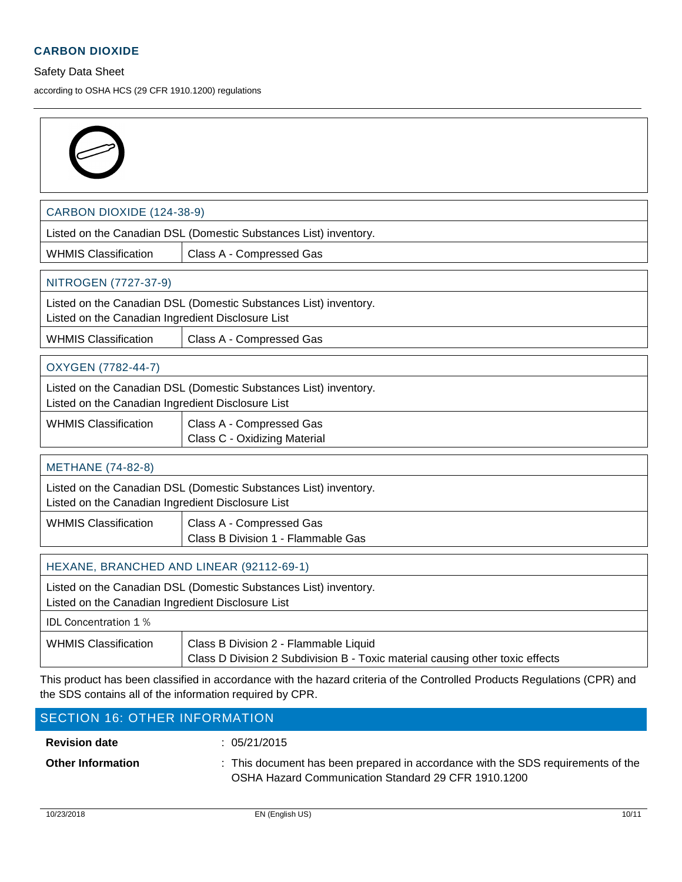| CARBON DIOXIDE (124-38-9) | |
|---|---|
| Listed on the Canadian DSL (Domestic Substances List) inventory. | |
| WHMIS Classification | Class A - Compressed Gas |

| NITROGEN (7727-37-9) | |
|---|---|
| Listed on the Canadian DSL (Domestic Substances List) inventory.<br>Listed on the Canadian Ingredient Disclosure List | |
| WHMIS Classification | Class A - Compressed Gas |

| OXYGEN (7782-44-7) | |
|---|---|
| Listed on the Canadian DSL (Domestic Substances List) inventory.<br>Listed on the Canadian Ingredient Disclosure List | |
| WHMIS Classification | Class A - Compressed Gas<br>Class C - Oxidizing Material |

| METHANE (74-82-8) | |
|---|---|
| Listed on the Canadian DSL (Domestic Substances List) inventory.<br>Listed on the Canadian Ingredient Disclosure List | |
| WHMIS Classification | Class A - Compressed Gas<br>Class B Division 1 - Flammable Gas |

| HEXANE, BRANCHED AND LINEAR (92112-69-1) | |
|---|---|
| Listed on the Canadian DSL (Domestic Substances List) inventory.<br>Listed on the Canadian Ingredient Disclosure List | |
| IDL Concentration 1 % | |
| WHMIS Classification | Class B Division 2 - Flammable Liquid<br>Class D Division 2 Subdivision B - Toxic material causing other toxic effects |

This product has been classified in accordance with the hazard criteria of the Controlled Products Regulations (CPR) and the SDS contains all of the information required by CPR.

## SECTION 16: OTHER INFORMATION

**Revision date** : 05/21/2015

**Other Information** : This document has been prepared in accordance with the SDS requirements of the OSHA Hazard Communication Standard 29 CFR 1910.1200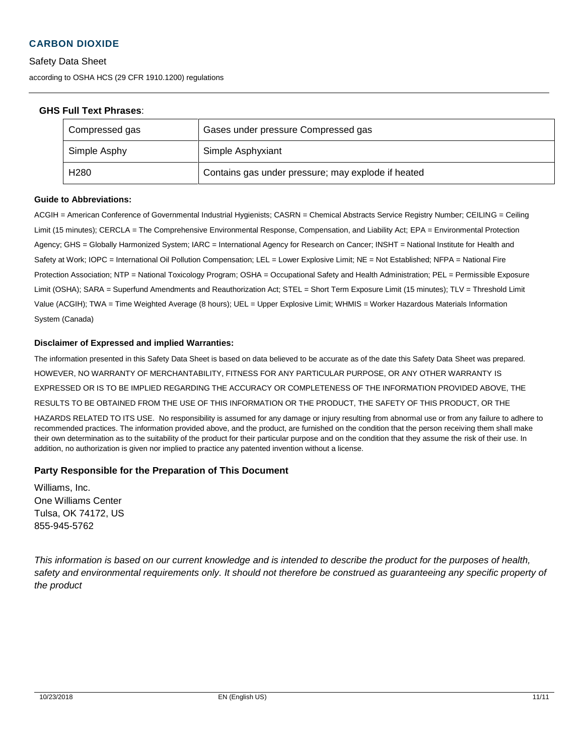**GHS Full Text Phrases**:

| | |
|---|---|
| Compressed gas | Gases under pressure Compressed gas |
| Simple Asphy | Simple Asphyxiant |
| H280 | Contains gas under pressure; may explode if heated |

**Guide to Abbreviations:**

ACGIH = American Conference of Governmental Industrial Hygienists; CASRN = Chemical Abstracts Service Registry Number; CEILING = Ceiling Limit (15 minutes); CERCLA = The Comprehensive Environmental Response, Compensation, and Liability Act; EPA = Environmental Protection Agency; GHS = Globally Harmonized System; IARC = International Agency for Research on Cancer; INSHT = National Institute for Health and Safety at Work; IOPC = International Oil Pollution Compensation; LEL = Lower Explosive Limit; NE = Not Established; NFPA = National Fire Protection Association; NTP = National Toxicology Program; OSHA = Occupational Safety and Health Administration; PEL = Permissible Exposure Limit (OSHA); SARA = Superfund Amendments and Reauthorization Act; STEL = Short Term Exposure Limit (15 minutes); TLV = Threshold Limit Value (ACGIH); TWA = Time Weighted Average (8 hours); UEL = Upper Explosive Limit; WHMIS = Worker Hazardous Materials Information System (Canada)

**Disclaimer of Expressed and implied Warranties:**

The information presented in this Safety Data Sheet is based on data believed to be accurate as of the date this Safety Data Sheet was prepared. HOWEVER, NO WARRANTY OF MERCHANTABILITY, FITNESS FOR ANY PARTICULAR PURPOSE, OR ANY OTHER WARRANTY IS EXPRESSED OR IS TO BE IMPLIED REGARDING THE ACCURACY OR COMPLETENESS OF THE INFORMATION PROVIDED ABOVE, THE RESULTS TO BE OBTAINED FROM THE USE OF THIS INFORMATION OR THE PRODUCT, THE SAFETY OF THIS PRODUCT, OR THE HAZARDS RELATED TO ITS USE. No responsibility is assumed for any damage or injury resulting from abnormal use or from any failure to adhere to recommended practices. The information provided above, and the product, are furnished on the condition that the person receiving them shall make their own determination as to the suitability of the product for their particular purpose and on the condition that they assume the risk of their use. In addition, no authorization is given nor implied to practice any patented invention without a license.

### Party Responsible for the Preparation of This Document

Williams, Inc.
One Williams Center
Tulsa, OK 74172, US
855-945-5762

*This information is based on our current knowledge and is intended to describe the product for the purposes of health, safety and environmental requirements only. It should not therefore be construed as guaranteeing any specific property of the product*